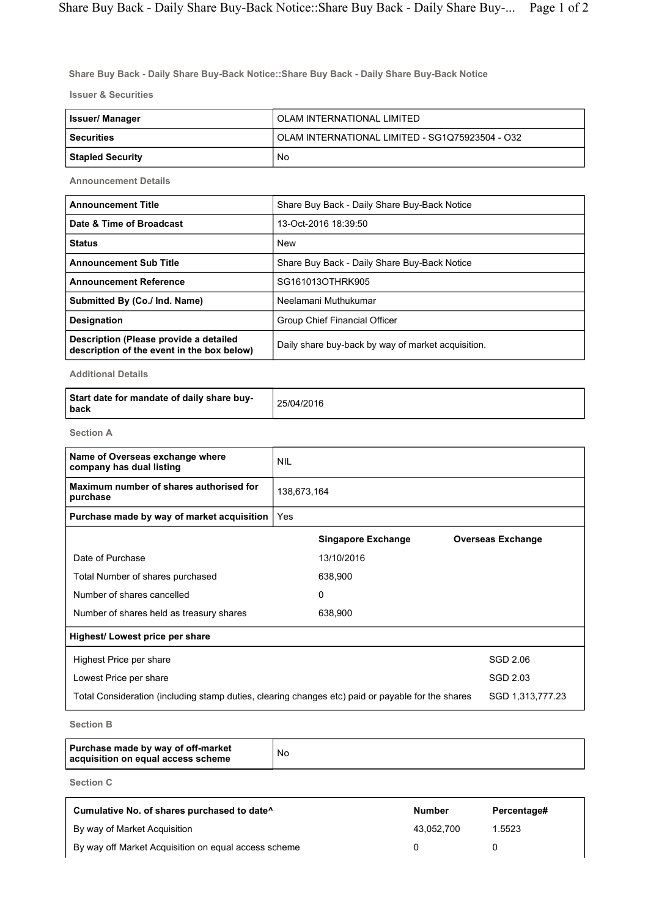**Share Buy Back - Daily Share Buy-Back Notice::Share Buy Back - Daily Share Buy-Back Notice**

**Issuer & Securities**

| | |
|---|---|
| **Issuer/ Manager** | OLAM INTERNATIONAL LIMITED |
| **Securities** | OLAM INTERNATIONAL LIMITED - SG1Q75923504 - O32 |
| **Stapled Security** | No |

**Announcement Details**

| | |
|---|---|
| **Announcement Title** | Share Buy Back - Daily Share Buy-Back Notice |
| **Date & Time of Broadcast** | 13-Oct-2016 18:39:50 |
| **Status** | New |
| **Announcement Sub Title** | Share Buy Back - Daily Share Buy-Back Notice |
| **Announcement Reference** | SG161013OTHRK905 |
| **Submitted By (Co./ Ind. Name)** | Neelamani Muthukumar |
| **Designation** | Group Chief Financial Officer |
| **Description (Please provide a detailed description of the event in the box below)** | Daily share buy-back by way of market acquisition. |

**Additional Details**

| | |
|---|---|
| **Start date for mandate of daily share buy-back** | 25/04/2016 |

**Section A**

| | |
|---|---|
| **Name of Overseas exchange where company has dual listing** | NIL |
| **Maximum number of shares authorised for purchase** | 138,673,164 |
| **Purchase made by way of market acquisition** | Yes |

| | Singapore Exchange | Overseas Exchange |
|---|---|---|
| Date of Purchase | 13/10/2016 | |
| Total Number of shares purchased | 638,900 | |
| Number of shares cancelled | 0 | |
| Number of shares held as treasury shares | 638,900 | |

**Highest/ Lowest price per share**

| | |
|---|---|
| Highest Price per share | SGD 2.06 |
| Lowest Price per share | SGD 2.03 |
| Total Consideration (including stamp duties, clearing changes etc) paid or payable for the shares | SGD 1,313,777.23 |

**Section B**

| | |
|---|---|
| **Purchase made by way of off-market acquisition on equal access scheme** | No |

**Section C**

| Cumulative No. of shares purchased to date^ | Number | Percentage# |
|---|---|---|
| By way of Market Acquisition | 43,052,700 | 1.5523 |
| By way off Market Acquisition on equal access scheme | 0 | 0 |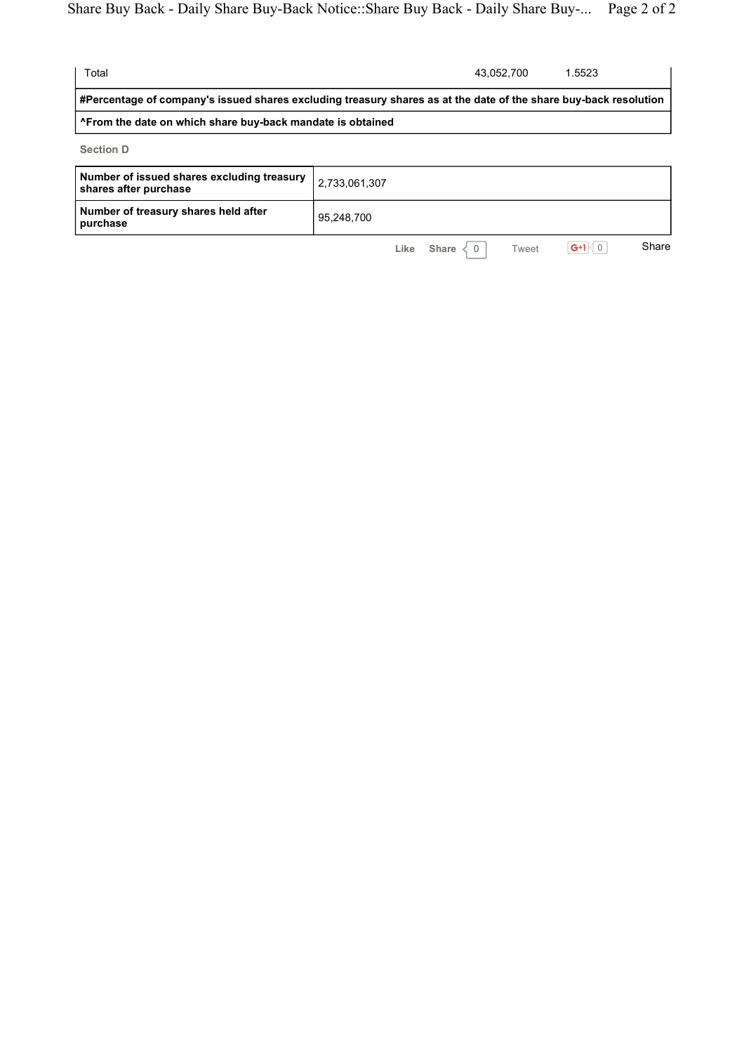| | | | |
|---|---|---|---|
| Total | | 43,052,700 | 1.5523 |
| #Percentage of company's issued shares excluding treasury shares as at the date of the share buy-back resolution | | | |
| ^From the date on which share buy-back mandate is obtained | | | |

Section D

| | |
|---|---|
| **Number of issued shares excluding treasury shares after purchase** | 2,733,061,307 |
| **Number of treasury shares held after purchase** | 95,248,700 |

Like Share 0 Tweet G+1 0 Share